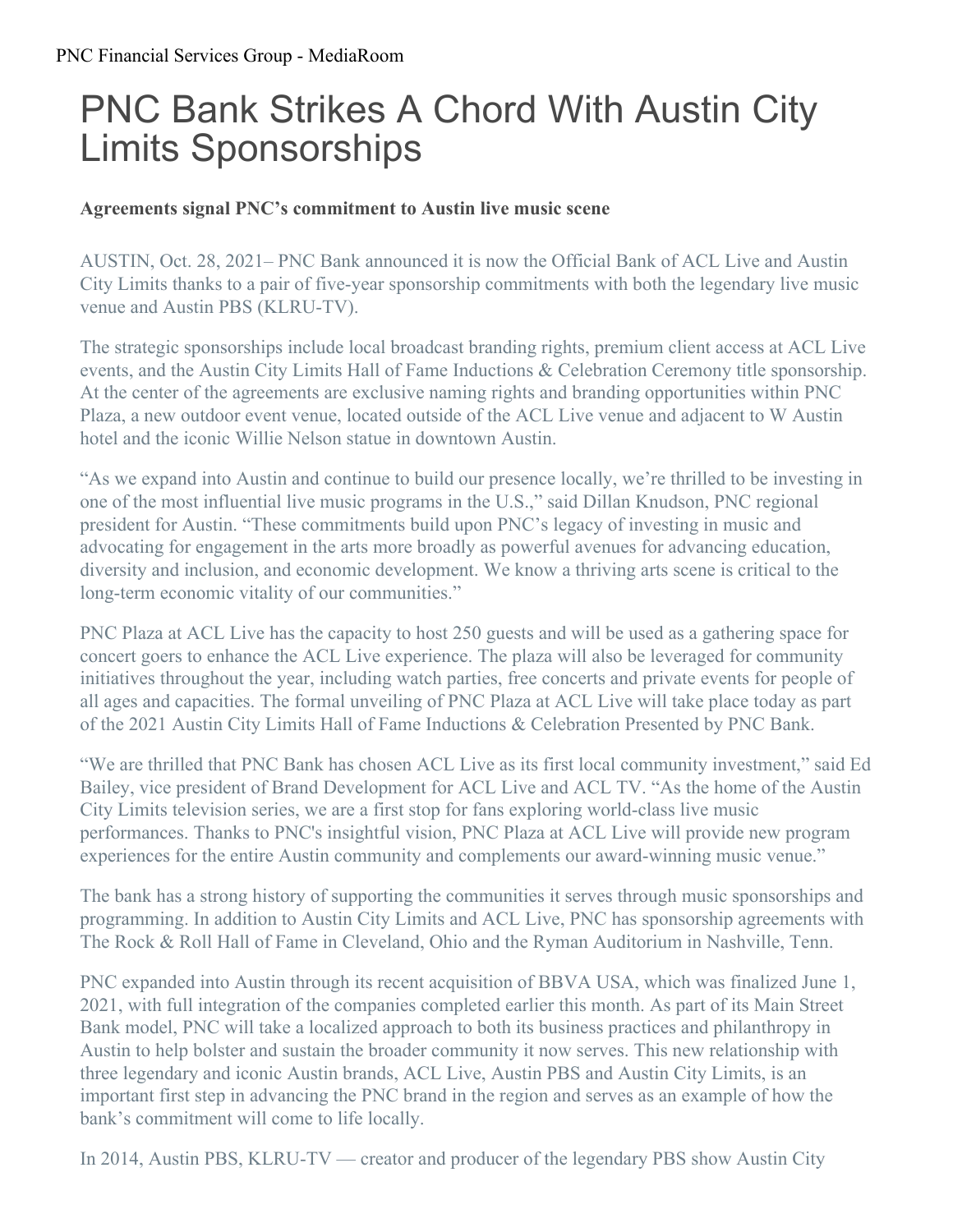# PNC Bank Strikes A Chord With Austin City Limits Sponsorships

**Agreements signal PNC's commitment to Austin live music scene**

AUSTIN, Oct. 28, 2021– PNC Bank announced it is now the Official Bank of ACL Live and Austin City Limits thanks to a pair of five-year sponsorship commitments with both the legendary live music venue and Austin PBS (KLRU-TV).

The strategic sponsorships include local broadcast branding rights, premium client access at ACL Live events, and the Austin City Limits Hall of Fame Inductions & Celebration Ceremony title sponsorship. At the center of the agreements are exclusive naming rights and branding opportunities within PNC Plaza, a new outdoor event venue, located outside of the ACL Live venue and adjacent to W Austin hotel and the iconic Willie Nelson statue in downtown Austin.

"As we expand into Austin and continue to build our presence locally, we're thrilled to be investing in one of the most influential live music programs in the U.S.," said Dillan Knudson, PNC regional president for Austin. "These commitments build upon PNC's legacy of investing in music and advocating for engagement in the arts more broadly as powerful avenues for advancing education, diversity and inclusion, and economic development. We know a thriving arts scene is critical to the long-term economic vitality of our communities."

PNC Plaza at ACL Live has the capacity to host 250 guests and will be used as a gathering space for concert goers to enhance the ACL Live experience. The plaza will also be leveraged for community initiatives throughout the year, including watch parties, free concerts and private events for people of all ages and capacities. The formal unveiling of PNC Plaza at ACL Live will take place today as part of the 2021 Austin City Limits Hall of Fame Inductions & Celebration Presented by PNC Bank.

"We are thrilled that PNC Bank has chosen ACL Live as its first local community investment," said Ed Bailey, vice president of Brand Development for ACL Live and ACL TV. "As the home of the Austin City Limits television series, we are a first stop for fans exploring world-class live music performances. Thanks to PNC's insightful vision, PNC Plaza at ACL Live will provide new program experiences for the entire Austin community and complements our award-winning music venue."

The bank has a strong history of supporting the communities it serves through music sponsorships and programming. In addition to Austin City Limits and ACL Live, PNC has sponsorship agreements with The Rock & Roll Hall of Fame in Cleveland, Ohio and the Ryman Auditorium in Nashville, Tenn.

PNC expanded into Austin through its recent acquisition of BBVA USA, which was finalized June 1, 2021, with full integration of the companies completed earlier this month. As part of its Main Street Bank model, PNC will take a localized approach to both its business practices and philanthropy in Austin to help bolster and sustain the broader community it now serves. This new relationship with three legendary and iconic Austin brands, ACL Live, Austin PBS and Austin City Limits, is an important first step in advancing the PNC brand in the region and serves as an example of how the bank's commitment will come to life locally.

In 2014, Austin PBS, KLRU-TV — creator and producer of the legendary PBS show Austin City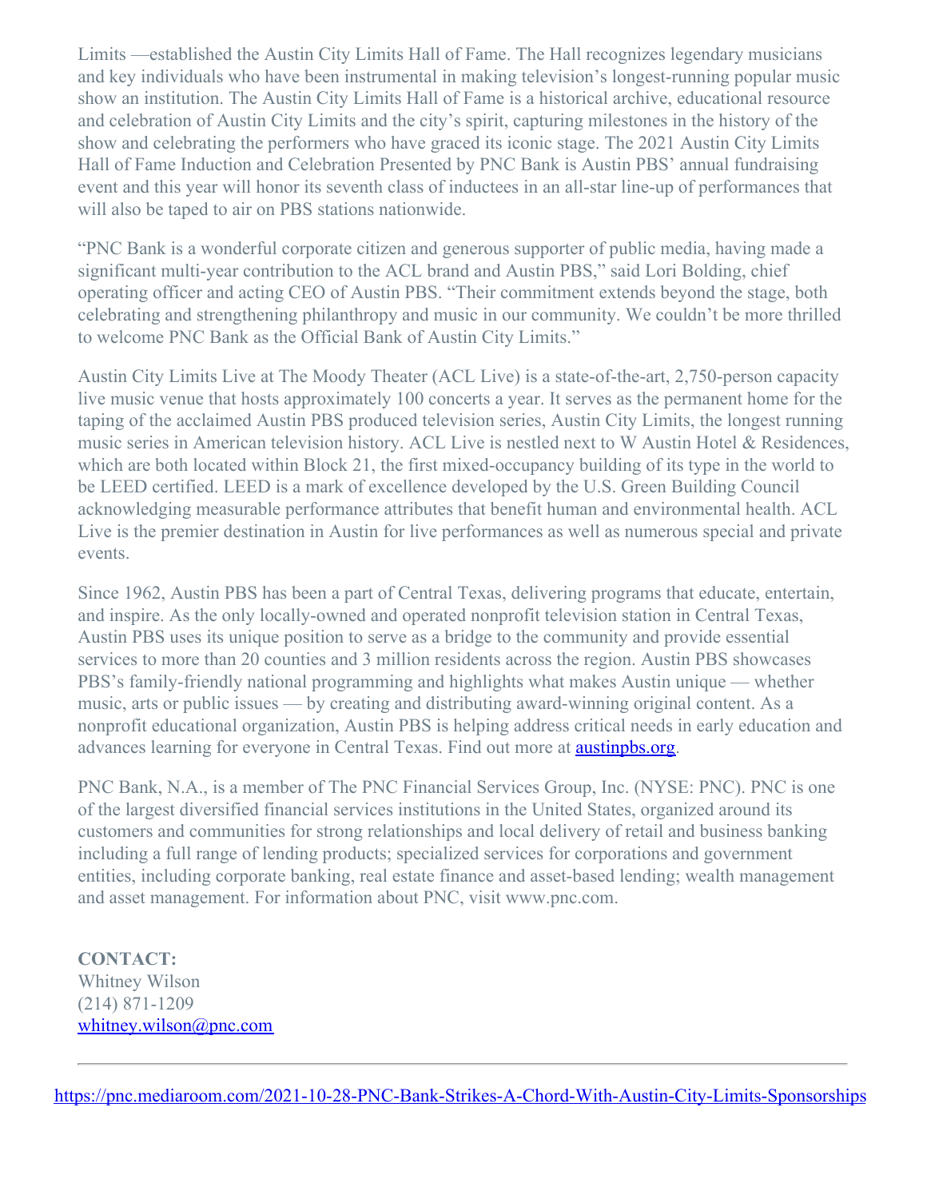Limits —established the Austin City Limits Hall of Fame. The Hall recognizes legendary musicians and key individuals who have been instrumental in making television's longest-running popular music show an institution. The Austin City Limits Hall of Fame is a historical archive, educational resource and celebration of Austin City Limits and the city's spirit, capturing milestones in the history of the show and celebrating the performers who have graced its iconic stage. The 2021 Austin City Limits Hall of Fame Induction and Celebration Presented by PNC Bank is Austin PBS' annual fundraising event and this year will honor its seventh class of inductees in an all-star line-up of performances that will also be taped to air on PBS stations nationwide.

"PNC Bank is a wonderful corporate citizen and generous supporter of public media, having made a significant multi-year contribution to the ACL brand and Austin PBS," said Lori Bolding, chief operating officer and acting CEO of Austin PBS. "Their commitment extends beyond the stage, both celebrating and strengthening philanthropy and music in our community. We couldn't be more thrilled to welcome PNC Bank as the Official Bank of Austin City Limits."

Austin City Limits Live at The Moody Theater (ACL Live) is a state-of-the-art, 2,750-person capacity live music venue that hosts approximately 100 concerts a year. It serves as the permanent home for the taping of the acclaimed Austin PBS produced television series, Austin City Limits, the longest running music series in American television history. ACL Live is nestled next to W Austin Hotel & Residences, which are both located within Block 21, the first mixed-occupancy building of its type in the world to be LEED certified. LEED is a mark of excellence developed by the U.S. Green Building Council acknowledging measurable performance attributes that benefit human and environmental health. ACL Live is the premier destination in Austin for live performances as well as numerous special and private events.

Since 1962, Austin PBS has been a part of Central Texas, delivering programs that educate, entertain, and inspire. As the only locally-owned and operated nonprofit television station in Central Texas, Austin PBS uses its unique position to serve as a bridge to the community and provide essential services to more than 20 counties and 3 million residents across the region. Austin PBS showcases PBS's family-friendly national programming and highlights what makes Austin unique — whether music, arts or public issues — by creating and distributing award-winning original content. As a nonprofit educational organization, Austin PBS is helping address critical needs in early education and advances learning for everyone in Central Texas. Find out more at [austinpbs.org](austinpbs.org).

PNC Bank, N.A., is a member of The PNC Financial Services Group, Inc. (NYSE: PNC). PNC is one of the largest diversified financial services institutions in the United States, organized around its customers and communities for strong relationships and local delivery of retail and business banking including a full range of lending products; specialized services for corporations and government entities, including corporate banking, real estate finance and asset-based lending; wealth management and asset management. For information about PNC, visit www.pnc.com.

**CONTACT:**
Whitney Wilson
(214) 871-1209
[whitney.wilson@pnc.com](mailto:whitney.wilson@pnc.com)

---

https://pnc.mediaroom.com/2021-10-28-PNC-Bank-Strikes-A-Chord-With-Austin-City-Limits-Sponsorships